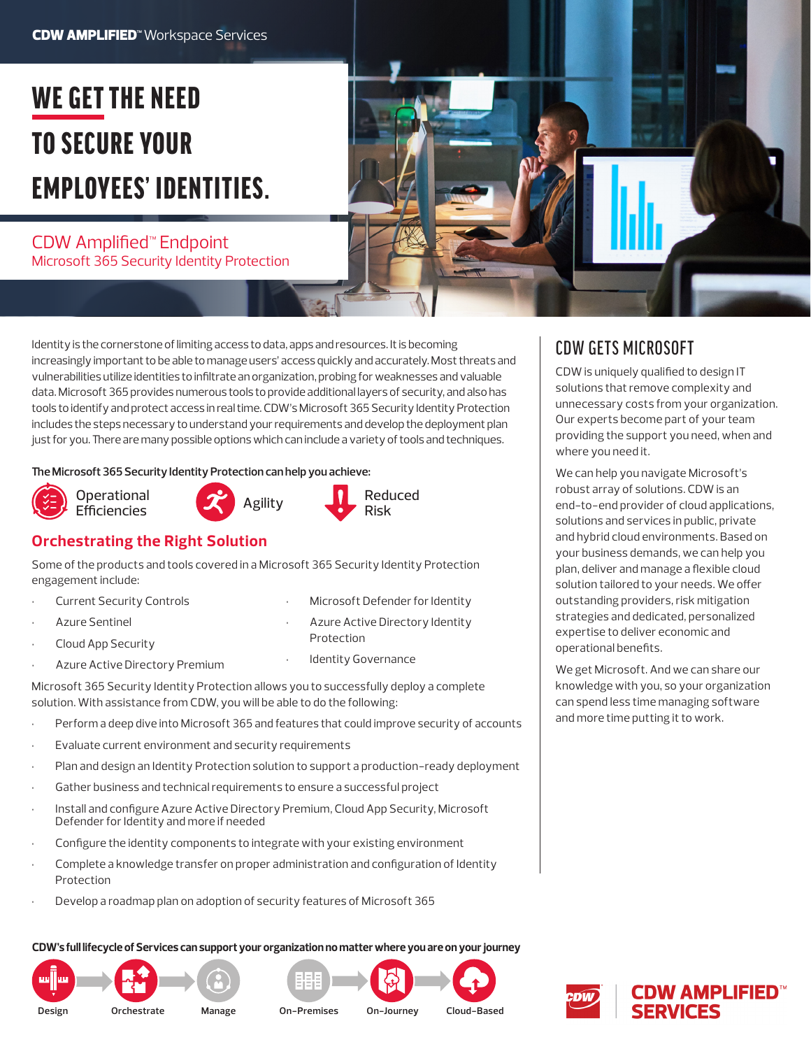CDW AMPLIFIED™ Workspace Services

# WE GET THE NEED TO SECURE YOUR EMPLOYEES' IDENTITIES.

## CDW Amplified™ Endpoint

### Microsoft 365 Security Identity Protection

Identity is the cornerstone of limiting access to data, apps and resources. It is becoming increasingly important to be able to manage users' access quickly and accurately. Most threats and vulnerabilities utilize identities to infiltrate an organization, probing for weaknesses and valuable data. Microsoft 365 provides numerous tools to provide additional layers of security, and also has tools to identify and protect access in real time. CDW's Microsoft 365 Security Identity Protection includes the steps necessary to understand your requirements and develop the deployment plan just for you. There are many possible options which can include a variety of tools and techniques.

**The Microsoft 365 Security Identity Protection can help you achieve:**

- Operational Efficiencies
- Agility
- Reduced Risk

## Orchestrating the Right Solution

Some of the products and tools covered in a Microsoft 365 Security Identity Protection engagement include:

- Current Security Controls
- Azure Sentinel
- Cloud App Security
- Azure Active Directory Premium
- Microsoft Defender for Identity
- Azure Active Directory Identity Protection
- Identity Governance

Microsoft 365 Security Identity Protection allows you to successfully deploy a complete solution. With assistance from CDW, you will be able to do the following:

- Perform a deep dive into Microsoft 365 and features that could improve security of accounts
- Evaluate current environment and security requirements
- Plan and design an Identity Protection solution to support a production-ready deployment
- Gather business and technical requirements to ensure a successful project
- Install and configure Azure Active Directory Premium, Cloud App Security, Microsoft Defender for Identity and more if needed
- Configure the identity components to integrate with your existing environment
- Complete a knowledge transfer on proper administration and configuration of Identity Protection
- Develop a roadmap plan on adoption of security features of Microsoft 365

## CDW GETS MICROSOFT

CDW is uniquely qualified to design IT solutions that remove complexity and unnecessary costs from your organization. Our experts become part of your team providing the support you need, when and where you need it.

We can help you navigate Microsoft's robust array of solutions. CDW is an end-to-end provider of cloud applications, solutions and services in public, private and hybrid cloud environments. Based on your business demands, we can help you plan, deliver and manage a flexible cloud solution tailored to your needs. We offer outstanding providers, risk mitigation strategies and dedicated, personalized expertise to deliver economic and operational benefits.

We get Microsoft. And we can share our knowledge with you, so your organization can spend less time managing software and more time putting it to work.

**CDW's full lifecycle of Services can support your organization no matter where you are on your journey**

Design → Orchestrate → Manage | On-Premises → On-Journey → Cloud-Based

CDW AMPLIFIED™ SERVICES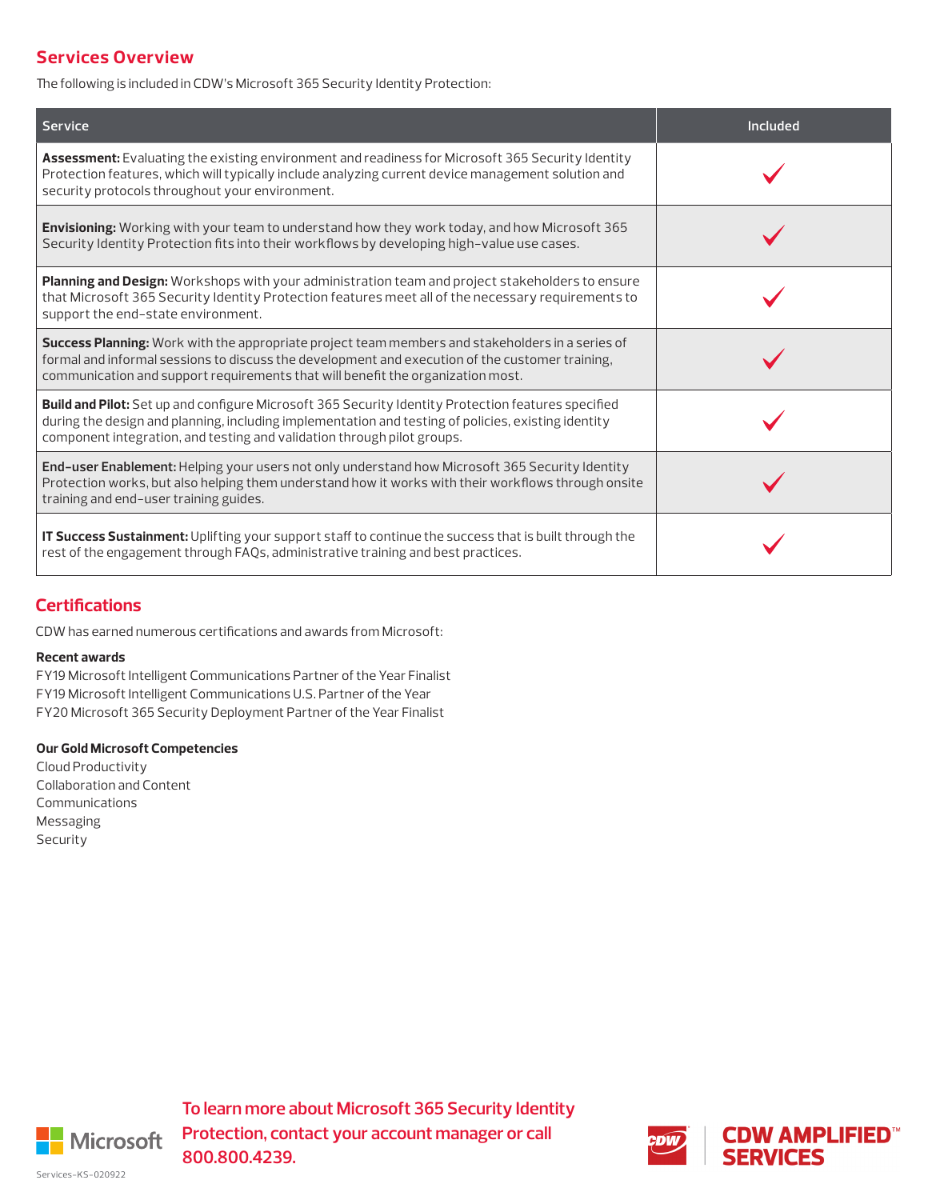## Services Overview

The following is included in CDW's Microsoft 365 Security Identity Protection:

| Service | Included |
|---|---|
| **Assessment:** Evaluating the existing environment and readiness for Microsoft 365 Security Identity Protection features, which will typically include analyzing current device management solution and security protocols throughout your environment. | ✓ |
| **Envisioning:** Working with your team to understand how they work today, and how Microsoft 365 Security Identity Protection fits into their workflows by developing high-value use cases. | ✓ |
| **Planning and Design:** Workshops with your administration team and project stakeholders to ensure that Microsoft 365 Security Identity Protection features meet all of the necessary requirements to support the end-state environment. | ✓ |
| **Success Planning:** Work with the appropriate project team members and stakeholders in a series of formal and informal sessions to discuss the development and execution of the customer training, communication and support requirements that will benefit the organization most. | ✓ |
| **Build and Pilot:** Set up and configure Microsoft 365 Security Identity Protection features specified during the design and planning, including implementation and testing of policies, existing identity component integration, and testing and validation through pilot groups. | ✓ |
| **End-user Enablement:** Helping your users not only understand how Microsoft 365 Security Identity Protection works, but also helping them understand how it works with their workflows through onsite training and end-user training guides. | ✓ |
| **IT Success Sustainment:** Uplifting your support staff to continue the success that is built through the rest of the engagement through FAQs, administrative training and best practices. | ✓ |

## Certifications

CDW has earned numerous certifications and awards from Microsoft:

**Recent awards**

FY19 Microsoft Intelligent Communications Partner of the Year Finalist
FY19 Microsoft Intelligent Communications U.S. Partner of the Year
FY20 Microsoft 365 Security Deployment Partner of the Year Finalist

**Our Gold Microsoft Competencies**

Cloud Productivity
Collaboration and Content
Communications
Messaging
Security

Microsoft

**To learn more about Microsoft 365 Security Identity Protection, contact your account manager or call 800.800.4239.**

CDW AMPLIFIED™ SERVICES

Services-KS-020922